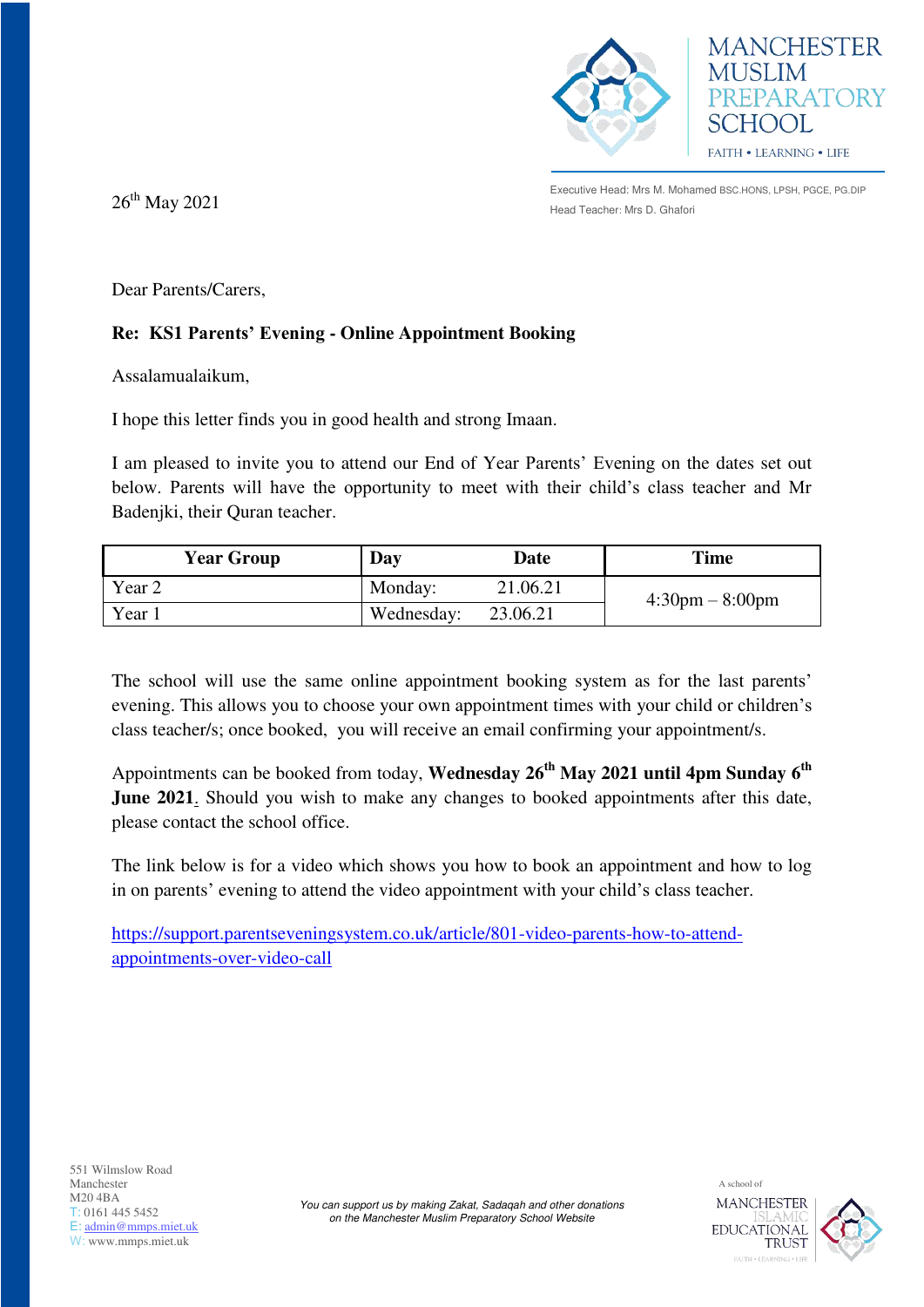MANCHESTER MUSLIM PREPARATORY SCHOOL

FAITH • LEARNING • LIFE

Executive Head: Mrs M. Mohamed BSC.HONS, LPSH, PGCE, PG.DIP

Head Teacher: Mrs D. Ghafori

26th May 2021

Dear Parents/Carers,

**Re: KS1 Parents' Evening - Online Appointment Booking**

Assalamualaikum,

I hope this letter finds you in good health and strong Imaan.

I am pleased to invite you to attend our End of Year Parents' Evening on the dates set out below. Parents will have the opportunity to meet with their child's class teacher and Mr Badenjki, their Quran teacher.

| Year Group | Day | Date | Time |
|---|---|---|---|
| Year 2 | Monday: | 21.06.21 | 4:30pm – 8:00pm |
| Year 1 | Wednesday: | 23.06.21 | |

The school will use the same online appointment booking system as for the last parents' evening. This allows you to choose your own appointment times with your child or children's class teacher/s; once booked, you will receive an email confirming your appointment/s.

Appointments can be booked from today, **Wednesday 26th May 2021 until 4pm Sunday 6th June 2021**. Should you wish to make any changes to booked appointments after this date, please contact the school office.

The link below is for a video which shows you how to book an appointment and how to log in on parents' evening to attend the video appointment with your child's class teacher.

https://support.parentseveningsystem.co.uk/article/801-video-parents-how-to-attend-appointments-over-video-call

551 Wilmslow Road
Manchester
M20 4BA
T: 0161 445 5452
E: admin@mmps.miet.uk
W: www.mmps.miet.uk

*You can support us by making Zakat, Sadaqah and other donations on the Manchester Muslim Preparatory School Website*

A school of MANCHESTER ISLAMIC EDUCATIONAL TRUST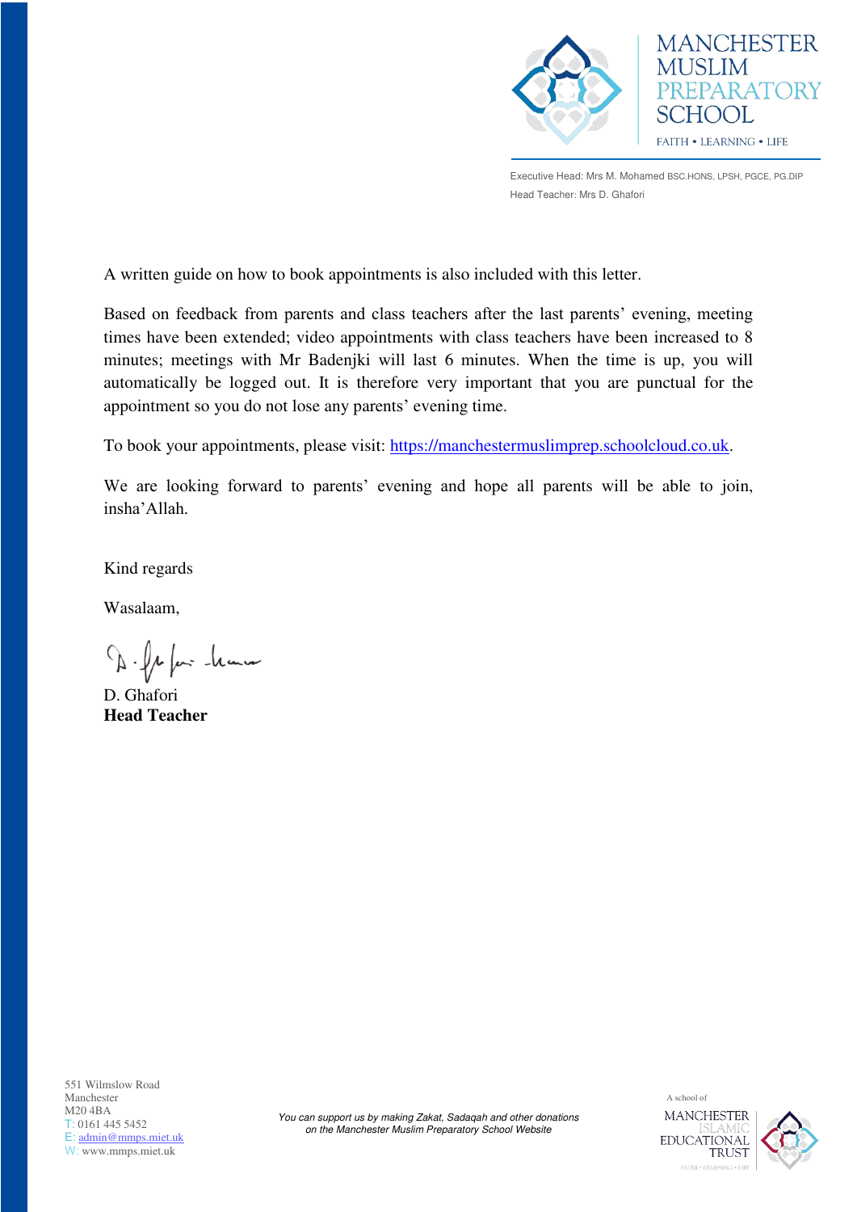A written guide on how to book appointments is also included with this letter.

Based on feedback from parents and class teachers after the last parents' evening, meeting times have been extended; video appointments with class teachers have been increased to 8 minutes; meetings with Mr Badenjki will last 6 minutes. When the time is up, you will automatically be logged out. It is therefore very important that you are punctual for the appointment so you do not lose any parents' evening time.

To book your appointments, please visit: https://manchestermuslimprep.schoolcloud.co.uk.

We are looking forward to parents' evening and hope all parents will be able to join, insha'Allah.

Kind regards

Wasalaam,

D. Ghafori
**Head Teacher**